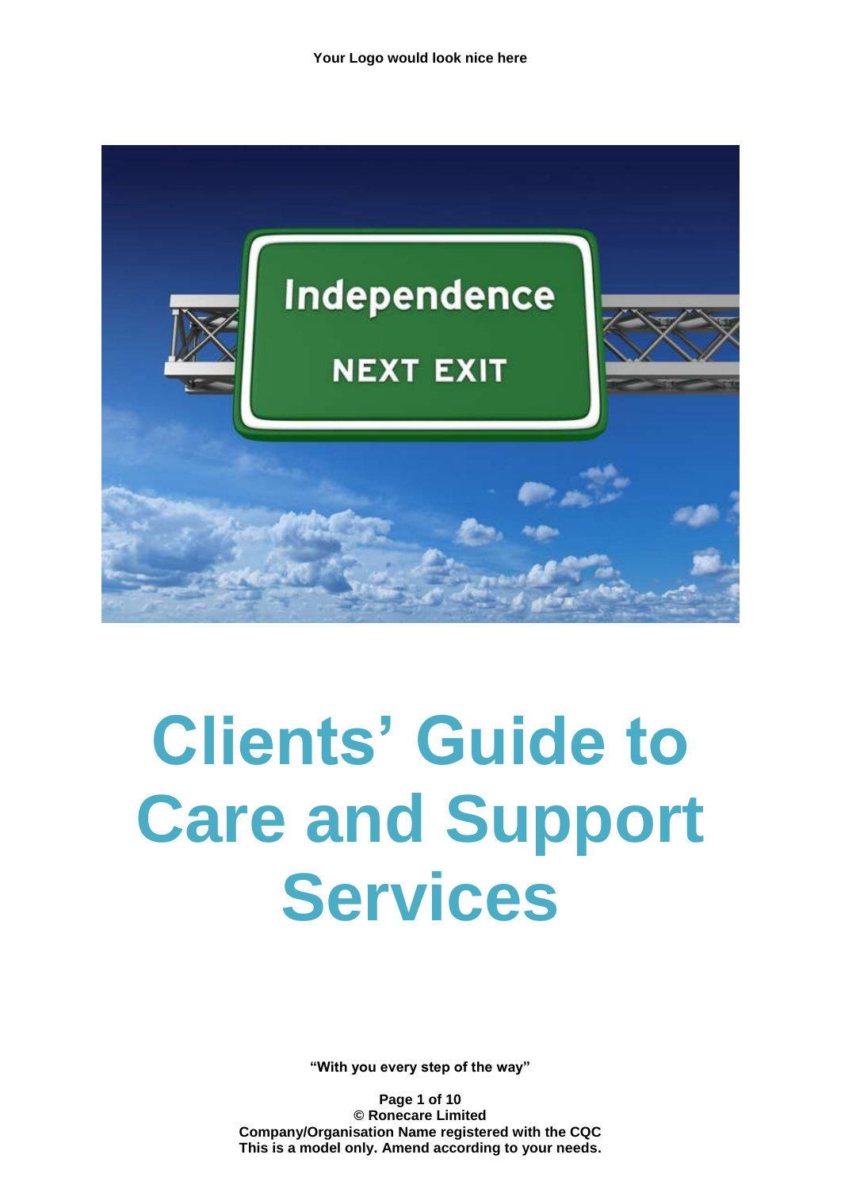Your Logo would look nice here

# Clients' Guide to Care and Support Services

**"With you every step of the way"**

**© Ronecare Limited**
**Company/Organisation Name registered with the CQC**
**This is a model only. Amend according to your needs.**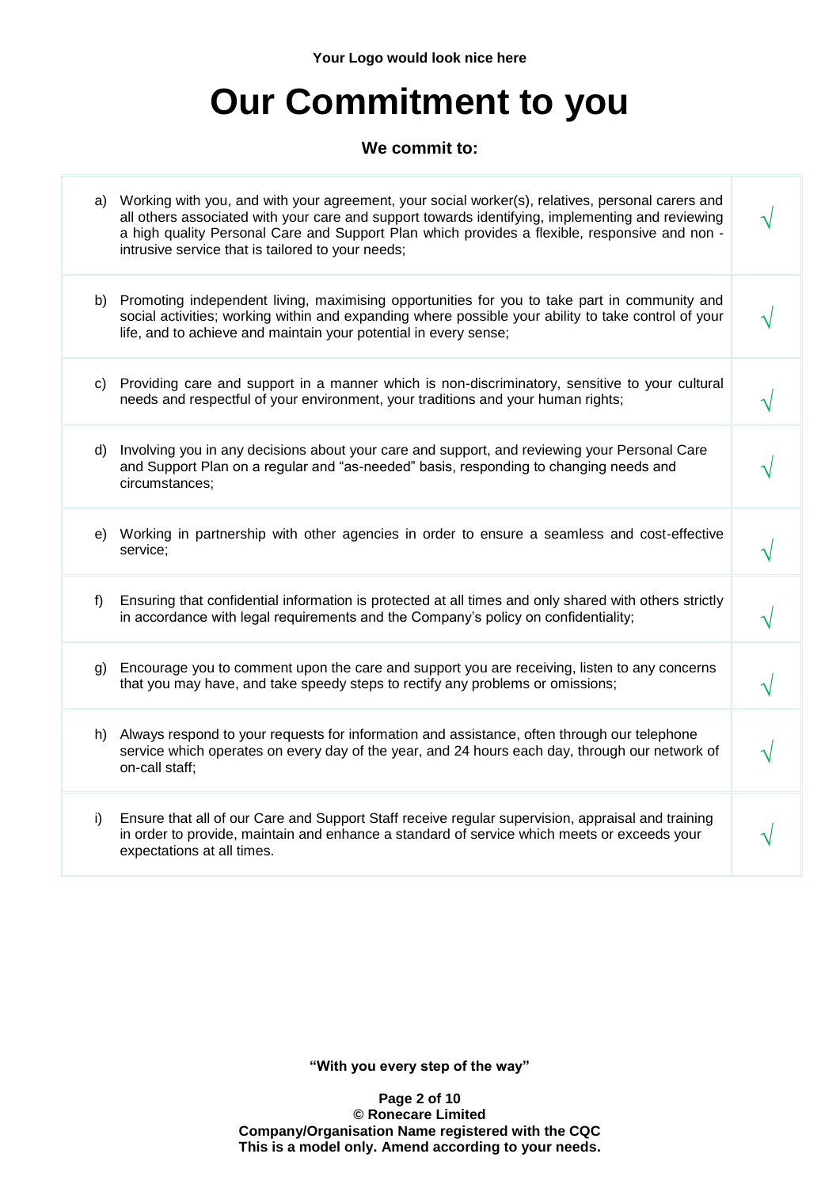# Our Commitment to you

**We commit to:**

| | |
|---|---|
| a) Working with you, and with your agreement, your social worker(s), relatives, personal carers and all others associated with your care and support towards identifying, implementing and reviewing a high quality Personal Care and Support Plan which provides a flexible, responsive and non - intrusive service that is tailored to your needs; | √ |
| b) Promoting independent living, maximising opportunities for you to take part in community and social activities; working within and expanding where possible your ability to take control of your life, and to achieve and maintain your potential in every sense; | √ |
| c) Providing care and support in a manner which is non-discriminatory, sensitive to your cultural needs and respectful of your environment, your traditions and your human rights; | √ |
| d) Involving you in any decisions about your care and support, and reviewing your Personal Care and Support Plan on a regular and "as-needed" basis, responding to changing needs and circumstances; | √ |
| e) Working in partnership with other agencies in order to ensure a seamless and cost-effective service; | √ |
| f) Ensuring that confidential information is protected at all times and only shared with others strictly in accordance with legal requirements and the Company's policy on confidentiality; | √ |
| g) Encourage you to comment upon the care and support you are receiving, listen to any concerns that you may have, and take speedy steps to rectify any problems or omissions; | √ |
| h) Always respond to your requests for information and assistance, often through our telephone service which operates on every day of the year, and 24 hours each day, through our network of on-call staff; | √ |
| i) Ensure that all of our Care and Support Staff receive regular supervision, appraisal and training in order to provide, maintain and enhance a standard of service which meets or exceeds your expectations at all times. | √ |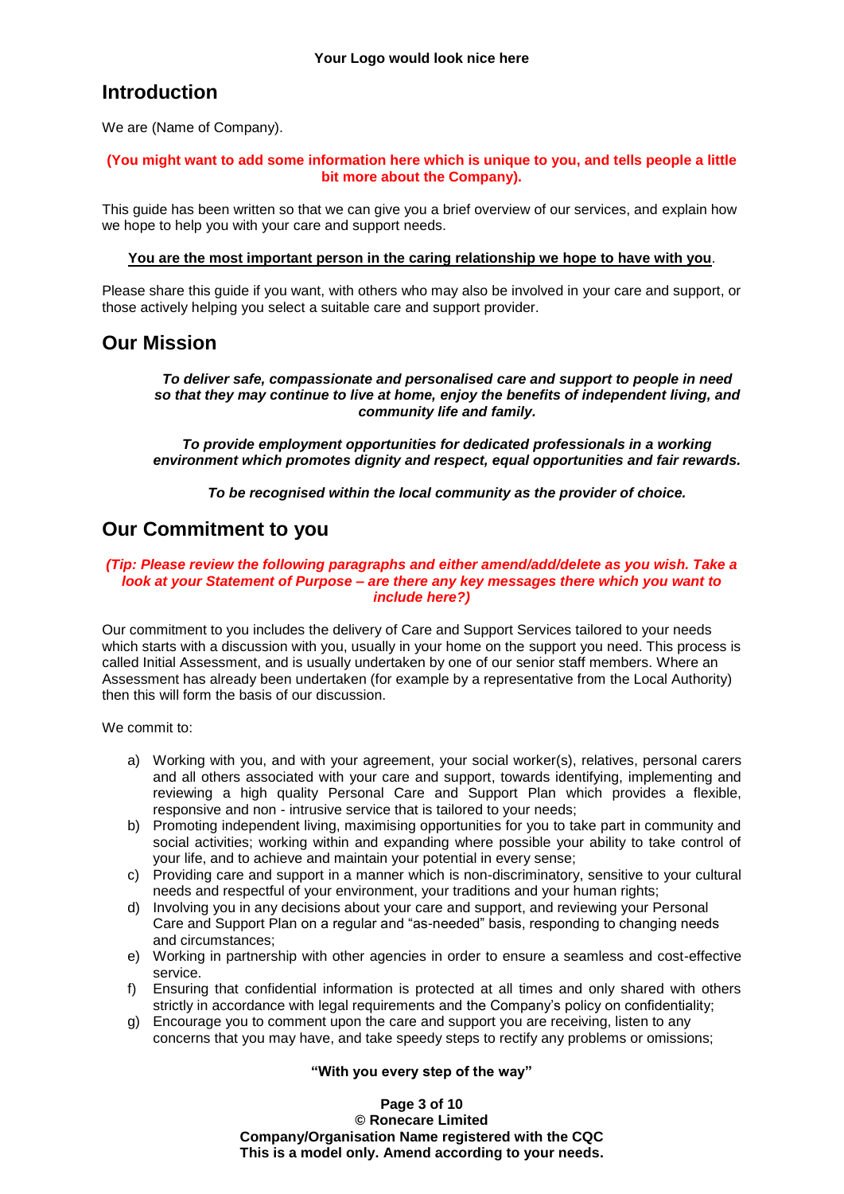**Your Logo would look nice here**

## Introduction

We are (Name of Company).

**(You might want to add some information here which is unique to you, and tells people a little bit more about the Company).**

This guide has been written so that we can give you a brief overview of our services, and explain how we hope to help you with your care and support needs.

**You are the most important person in the caring relationship we hope to have with you**.

Please share this guide if you want, with others who may also be involved in your care and support, or those actively helping you select a suitable care and support provider.

## Our Mission

***To deliver safe, compassionate and personalised care and support to people in need so that they may continue to live at home, enjoy the benefits of independent living, and community life and family.***

***To provide employment opportunities for dedicated professionals in a working environment which promotes dignity and respect, equal opportunities and fair rewards.***

***To be recognised within the local community as the provider of choice.***

## Our Commitment to you

***(Tip: Please review the following paragraphs and either amend/add/delete as you wish. Take a look at your Statement of Purpose – are there any key messages there which you want to include here?)***

Our commitment to you includes the delivery of Care and Support Services tailored to your needs which starts with a discussion with you, usually in your home on the support you need. This process is called Initial Assessment, and is usually undertaken by one of our senior staff members. Where an Assessment has already been undertaken (for example by a representative from the Local Authority) then this will form the basis of our discussion.

We commit to:

a) Working with you, and with your agreement, your social worker(s), relatives, personal carers and all others associated with your care and support, towards identifying, implementing and reviewing a high quality Personal Care and Support Plan which provides a flexible, responsive and non - intrusive service that is tailored to your needs;
b) Promoting independent living, maximising opportunities for you to take part in community and social activities; working within and expanding where possible your ability to take control of your life, and to achieve and maintain your potential in every sense;
c) Providing care and support in a manner which is non-discriminatory, sensitive to your cultural needs and respectful of your environment, your traditions and your human rights;
d) Involving you in any decisions about your care and support, and reviewing your Personal Care and Support Plan on a regular and "as-needed" basis, responding to changing needs and circumstances;
e) Working in partnership with other agencies in order to ensure a seamless and cost-effective service.
f) Ensuring that confidential information is protected at all times and only shared with others strictly in accordance with legal requirements and the Company's policy on confidentiality;
g) Encourage you to comment upon the care and support you are receiving, listen to any concerns that you may have, and take speedy steps to rectify any problems or omissions;

**"With you every step of the way"**

**© Ronecare Limited**
**Company/Organisation Name registered with the CQC**
**This is a model only. Amend according to your needs.**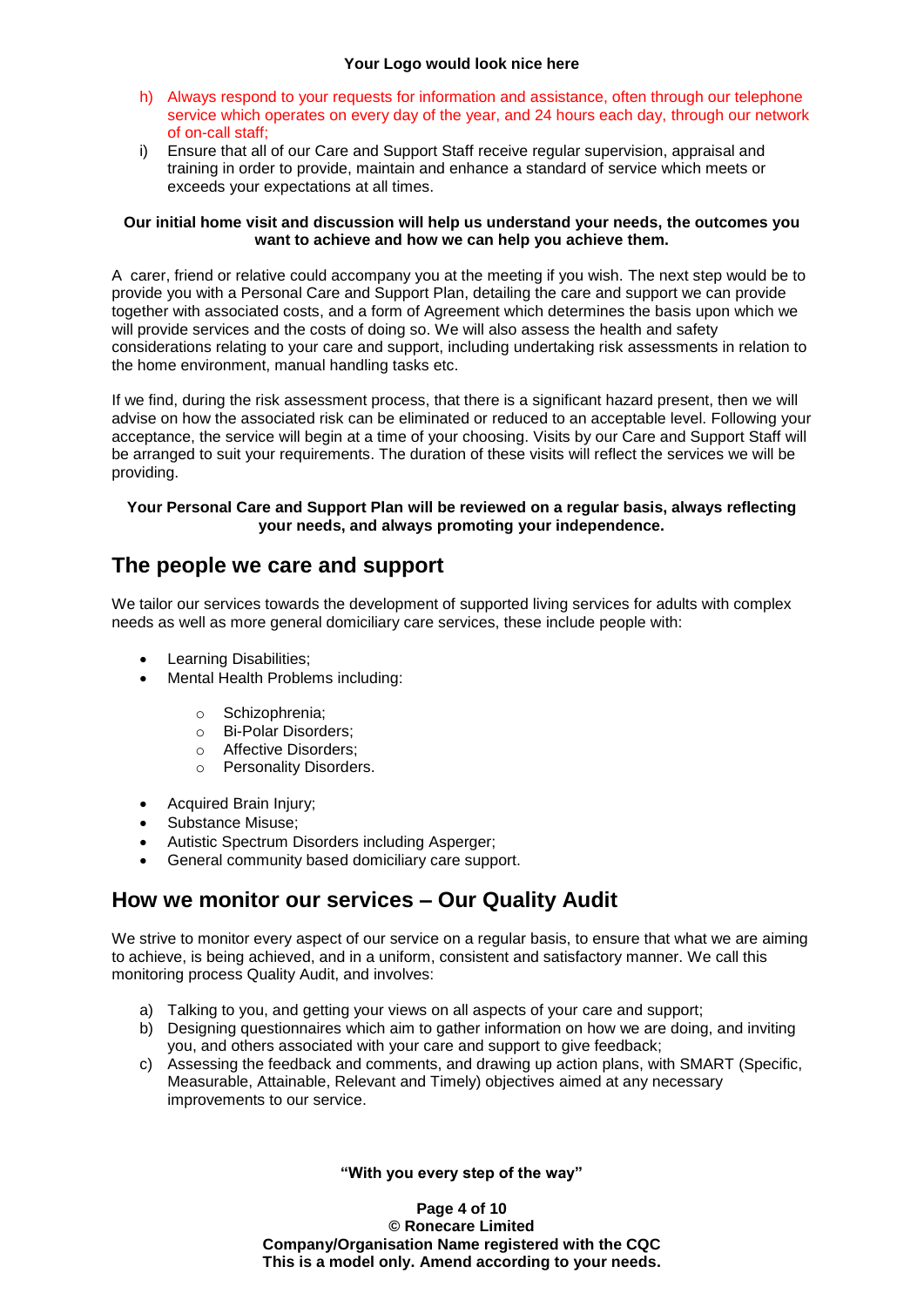h) Always respond to your requests for information and assistance, often through our telephone service which operates on every day of the year, and 24 hours each day, through our network of on-call staff;
i) Ensure that all of our Care and Support Staff receive regular supervision, appraisal and training in order to provide, maintain and enhance a standard of service which meets or exceeds your expectations at all times.

**Our initial home visit and discussion will help us understand your needs, the outcomes you want to achieve and how we can help you achieve them.**

A carer, friend or relative could accompany you at the meeting if you wish. The next step would be to provide you with a Personal Care and Support Plan, detailing the care and support we can provide together with associated costs, and a form of Agreement which determines the basis upon which we will provide services and the costs of doing so. We will also assess the health and safety considerations relating to your care and support, including undertaking risk assessments in relation to the home environment, manual handling tasks etc.

If we find, during the risk assessment process, that there is a significant hazard present, then we will advise on how the associated risk can be eliminated or reduced to an acceptable level. Following your acceptance, the service will begin at a time of your choosing. Visits by our Care and Support Staff will be arranged to suit your requirements. The duration of these visits will reflect the services we will be providing.

**Your Personal Care and Support Plan will be reviewed on a regular basis, always reflecting your needs, and always promoting your independence.**

## The people we care and support

We tailor our services towards the development of supported living services for adults with complex needs as well as more general domiciliary care services, these include people with:

- Learning Disabilities;
- Mental Health Problems including:
  - Schizophrenia;
  - Bi-Polar Disorders;
  - Affective Disorders;
  - Personality Disorders.
- Acquired Brain Injury;
- Substance Misuse;
- Autistic Spectrum Disorders including Asperger;
- General community based domiciliary care support.

## How we monitor our services – Our Quality Audit

We strive to monitor every aspect of our service on a regular basis, to ensure that what we are aiming to achieve, is being achieved, and in a uniform, consistent and satisfactory manner. We call this monitoring process Quality Audit, and involves:

a) Talking to you, and getting your views on all aspects of your care and support;
b) Designing questionnaires which aim to gather information on how we are doing, and inviting you, and others associated with your care and support to give feedback;
c) Assessing the feedback and comments, and drawing up action plans, with SMART (Specific, Measurable, Attainable, Relevant and Timely) objectives aimed at any necessary improvements to our service.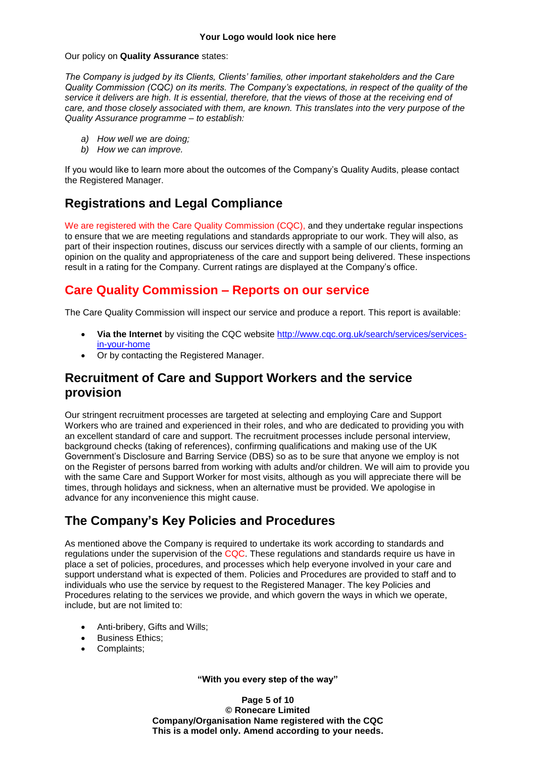Our policy on **Quality Assurance** states:

*The Company is judged by its Clients, Clients' families, other important stakeholders and the Care Quality Commission (CQC) on its merits. The Company's expectations, in respect of the quality of the service it delivers are high. It is essential, therefore, that the views of those at the receiving end of care, and those closely associated with them, are known. This translates into the very purpose of the Quality Assurance programme – to establish:*

a) *How well we are doing;*
b) *How we can improve.*

If you would like to learn more about the outcomes of the Company's Quality Audits, please contact the Registered Manager.

## Registrations and Legal Compliance

We are registered with the Care Quality Commission (CQC), and they undertake regular inspections to ensure that we are meeting regulations and standards appropriate to our work. They will also, as part of their inspection routines, discuss our services directly with a sample of our clients, forming an opinion on the quality and appropriateness of the care and support being delivered. These inspections result in a rating for the Company. Current ratings are displayed at the Company's office.

## Care Quality Commission – Reports on our service

The Care Quality Commission will inspect our service and produce a report. This report is available:

- **Via the Internet** by visiting the CQC website http://www.cqc.org.uk/search/services/services-in-your-home
- Or by contacting the Registered Manager.

## Recruitment of Care and Support Workers and the service provision

Our stringent recruitment processes are targeted at selecting and employing Care and Support Workers who are trained and experienced in their roles, and who are dedicated to providing you with an excellent standard of care and support. The recruitment processes include personal interview, background checks (taking of references), confirming qualifications and making use of the UK Government's Disclosure and Barring Service (DBS) so as to be sure that anyone we employ is not on the Register of persons barred from working with adults and/or children. We will aim to provide you with the same Care and Support Worker for most visits, although as you will appreciate there will be times, through holidays and sickness, when an alternative must be provided. We apologise in advance for any inconvenience this might cause.

## The Company's Key Policies and Procedures

As mentioned above the Company is required to undertake its work according to standards and regulations under the supervision of the CQC. These regulations and standards require us have in place a set of policies, procedures, and processes which help everyone involved in your care and support understand what is expected of them. Policies and Procedures are provided to staff and to individuals who use the service by request to the Registered Manager. The key Policies and Procedures relating to the services we provide, and which govern the ways in which we operate, include, but are not limited to:

- Anti-bribery, Gifts and Wills;
- Business Ethics;
- Complaints;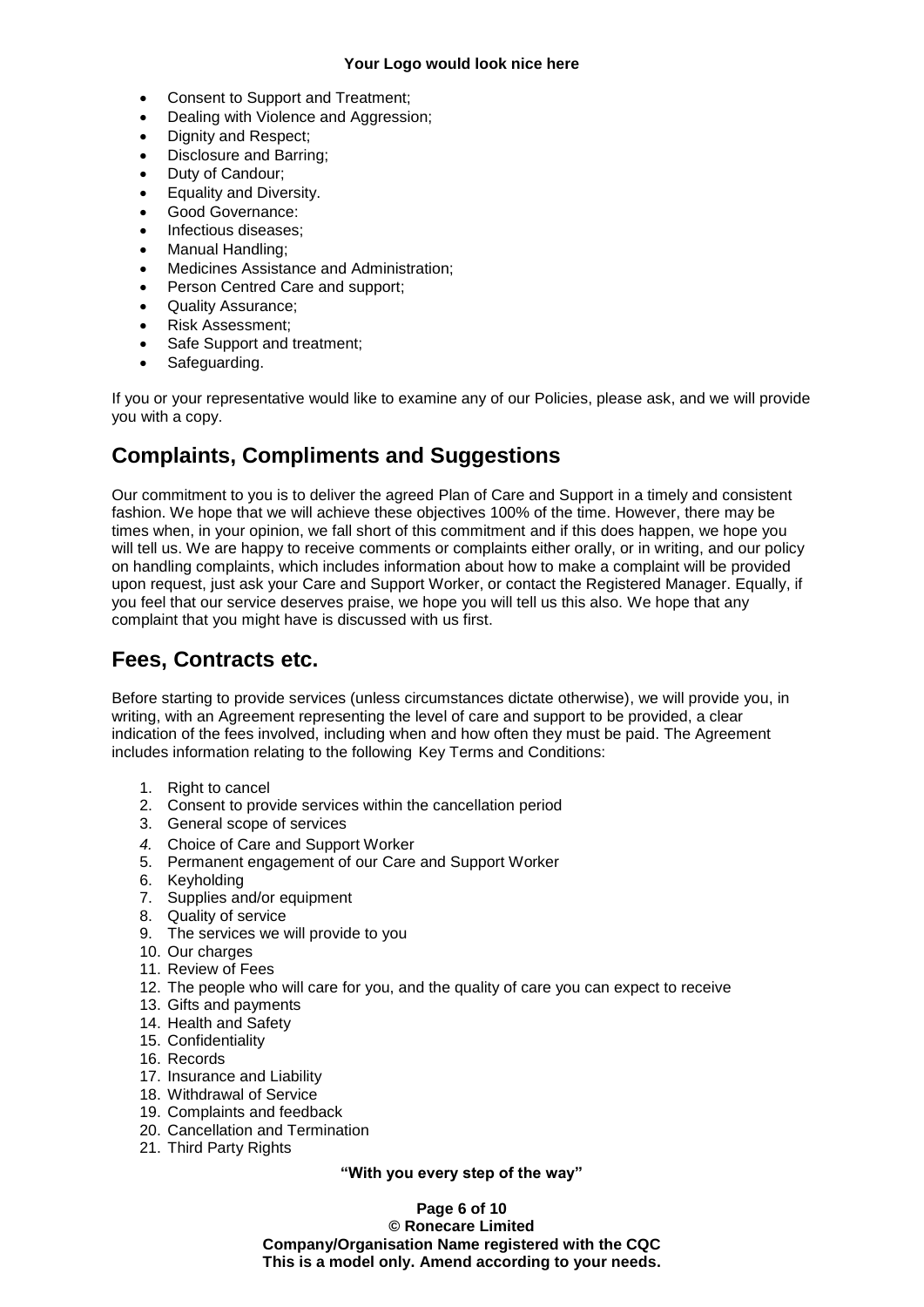- Consent to Support and Treatment;
- Dealing with Violence and Aggression;
- Dignity and Respect;
- Disclosure and Barring;
- Duty of Candour;
- Equality and Diversity.
- Good Governance:
- Infectious diseases;
- Manual Handling;
- Medicines Assistance and Administration;
- Person Centred Care and support;
- Quality Assurance;
- Risk Assessment;
- Safe Support and treatment;
- Safeguarding.

If you or your representative would like to examine any of our Policies, please ask, and we will provide you with a copy.

## Complaints, Compliments and Suggestions

Our commitment to you is to deliver the agreed Plan of Care and Support in a timely and consistent fashion. We hope that we will achieve these objectives 100% of the time. However, there may be times when, in your opinion, we fall short of this commitment and if this does happen, we hope you will tell us. We are happy to receive comments or complaints either orally, or in writing, and our policy on handling complaints, which includes information about how to make a complaint will be provided upon request, just ask your Care and Support Worker, or contact the Registered Manager. Equally, if you feel that our service deserves praise, we hope you will tell us this also. We hope that any complaint that you might have is discussed with us first.

## Fees, Contracts etc.

Before starting to provide services (unless circumstances dictate otherwise), we will provide you, in writing, with an Agreement representing the level of care and support to be provided, a clear indication of the fees involved, including when and how often they must be paid. The Agreement includes information relating to the following Key Terms and Conditions:

1. Right to cancel
2. Consent to provide services within the cancellation period
3. General scope of services
4. Choice of Care and Support Worker
5. Permanent engagement of our Care and Support Worker
6. Keyholding
7. Supplies and/or equipment
8. Quality of service
9. The services we will provide to you
10. Our charges
11. Review of Fees
12. The people who will care for you, and the quality of care you can expect to receive
13. Gifts and payments
14. Health and Safety
15. Confidentiality
16. Records
17. Insurance and Liability
18. Withdrawal of Service
19. Complaints and feedback
20. Cancellation and Termination
21. Third Party Rights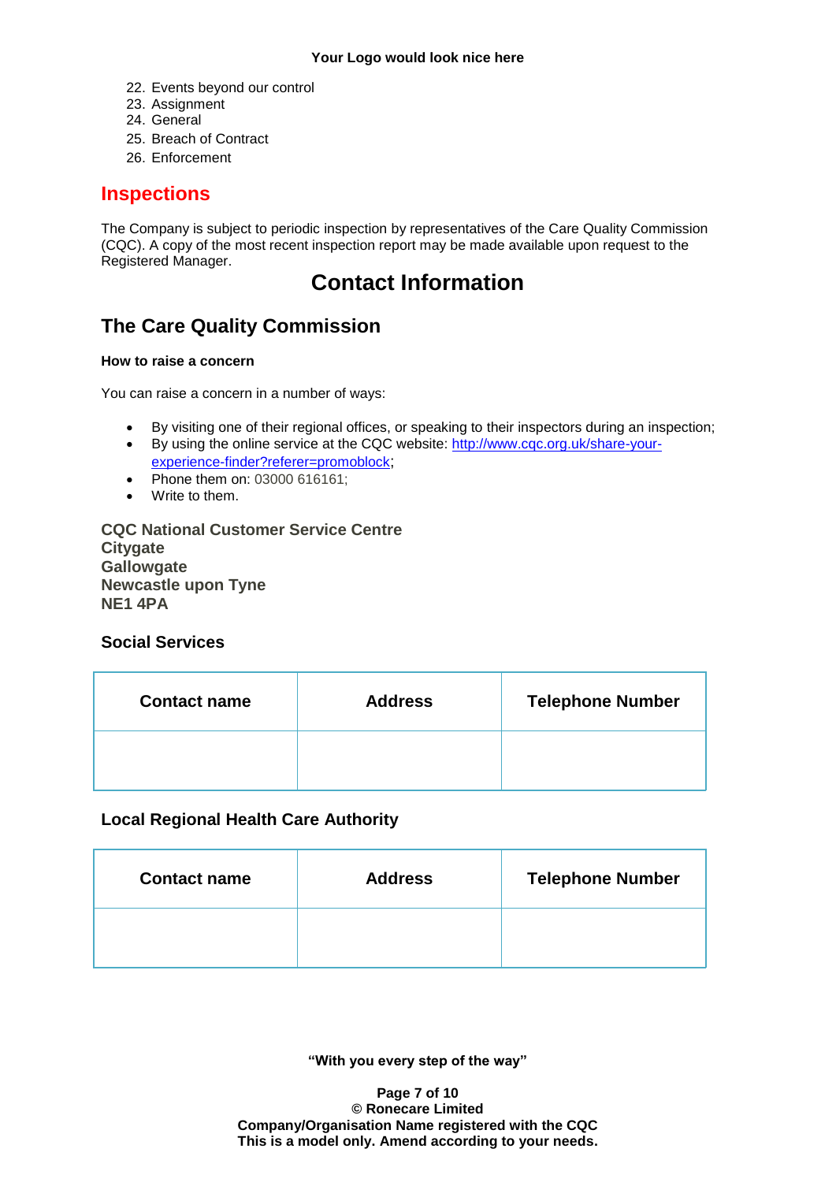22. Events beyond our control
23. Assignment
24. General
25. Breach of Contract
26. Enforcement

## Inspections

The Company is subject to periodic inspection by representatives of the Care Quality Commission (CQC). A copy of the most recent inspection report may be made available upon request to the Registered Manager.

# Contact Information

## The Care Quality Commission

**How to raise a concern**

You can raise a concern in a number of ways:

- By visiting one of their regional offices, or speaking to their inspectors during an inspection;
- By using the online service at the CQC website: [http://www.cqc.org.uk/share-your-experience-finder?referer=promoblock](http://www.cqc.org.uk/share-your-experience-finder?referer=promoblock);
- Phone them on: 03000 616161;
- Write to them.

**CQC National Customer Service Centre**
**Citygate**
**Gallowgate**
**Newcastle upon Tyne**
**NE1 4PA**

### Social Services

| Contact name | Address | Telephone Number |
|---|---|---|
| | | |

### Local Regional Health Care Authority

| Contact name | Address | Telephone Number |
|---|---|---|
| | | |

**"With you every step of the way"**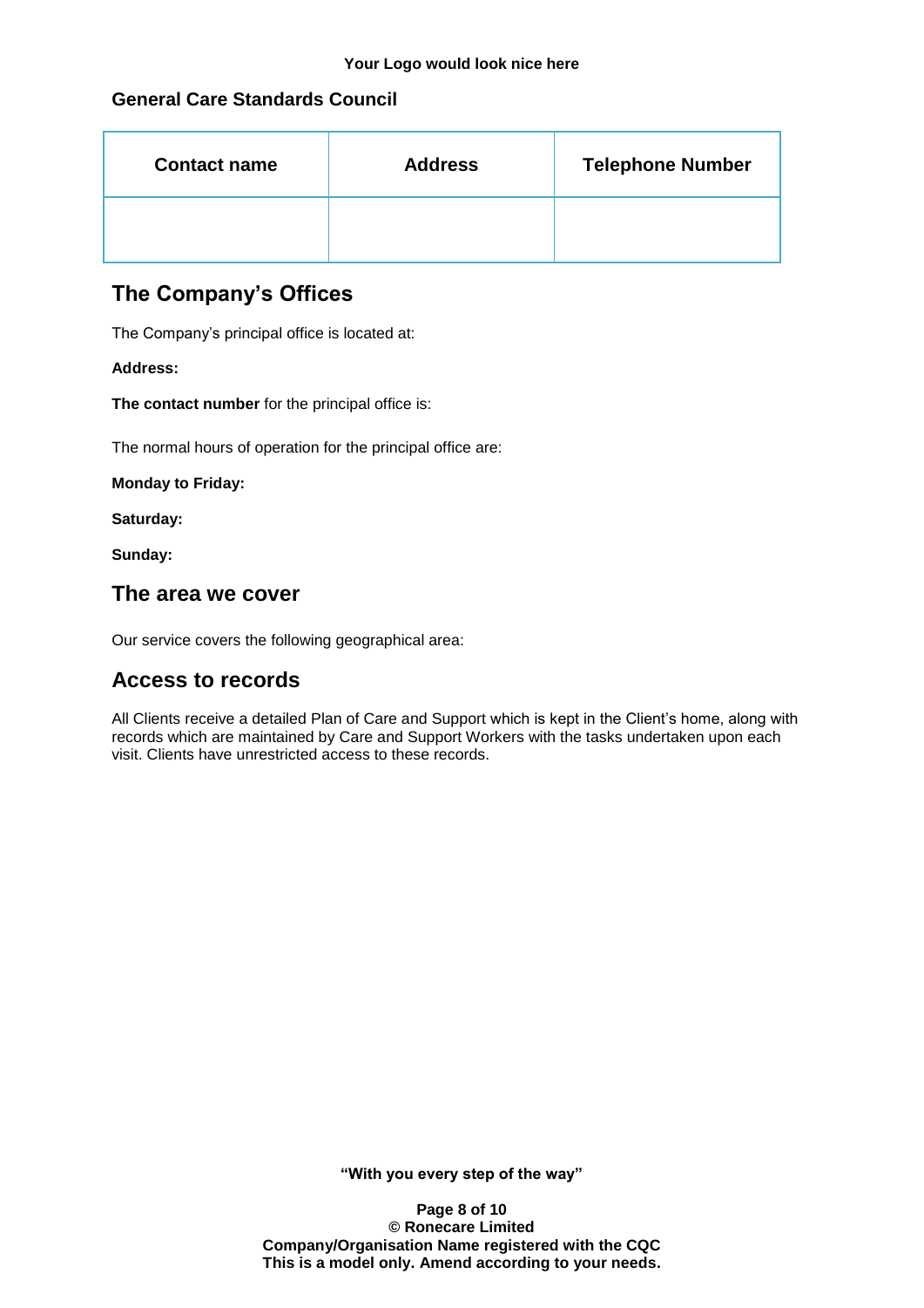### General Care Standards Council

| Contact name | Address | Telephone Number |
| --- | --- | --- |
| | | |

## The Company's Offices

The Company's principal office is located at:

**Address:**

**The contact number** for the principal office is:

The normal hours of operation for the principal office are:

**Monday to Friday:**

**Saturday:**

**Sunday:**

## The area we cover

Our service covers the following geographical area:

## Access to records

All Clients receive a detailed Plan of Care and Support which is kept in the Client's home, along with records which are maintained by Care and Support Workers with the tasks undertaken upon each visit. Clients have unrestricted access to these records.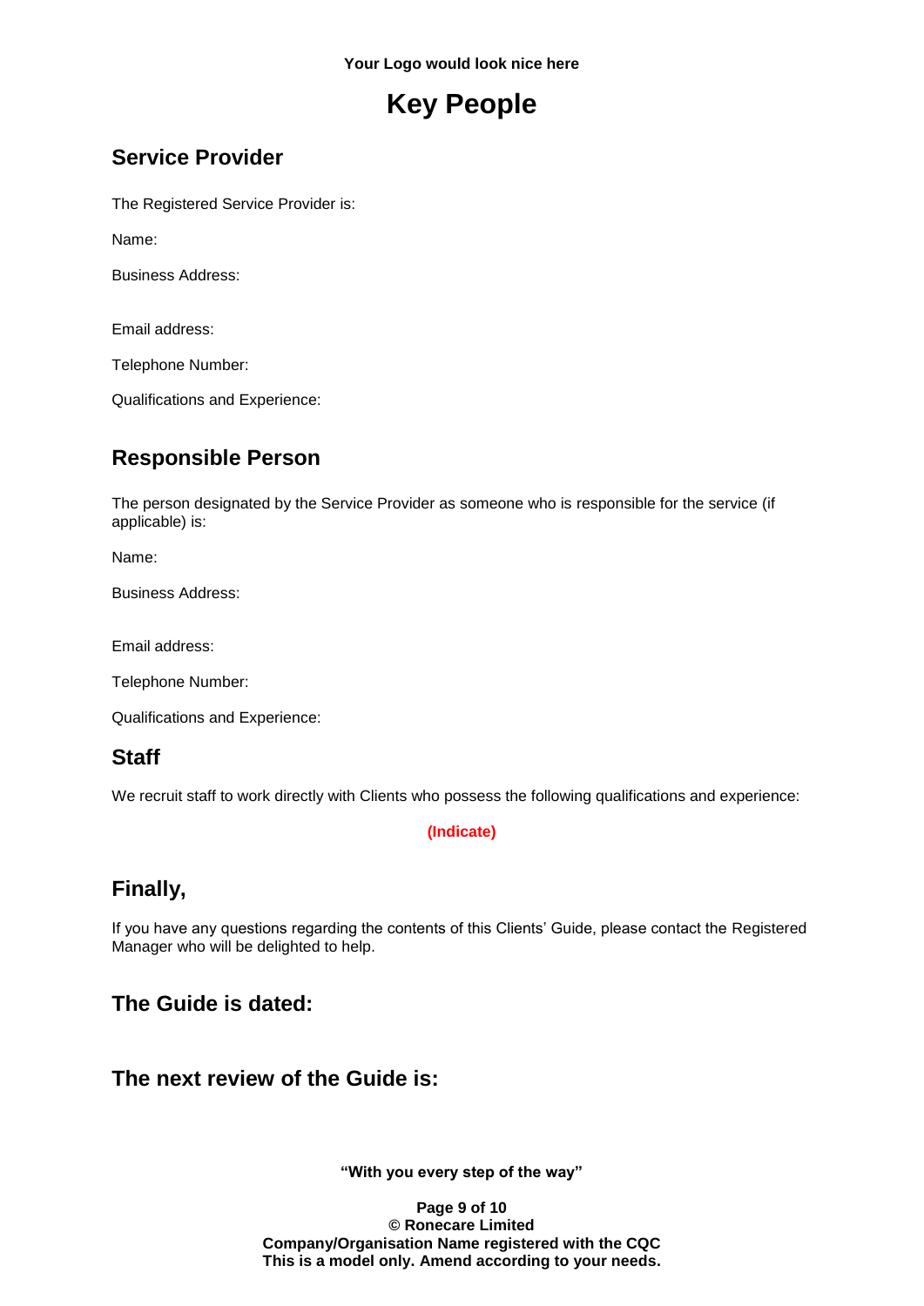**Your Logo would look nice here**

# Key People

## Service Provider

The Registered Service Provider is:

Name:

Business Address:

Email address:

Telephone Number:

Qualifications and Experience:

## Responsible Person

The person designated by the Service Provider as someone who is responsible for the service (if applicable) is:

Name:

Business Address:

Email address:

Telephone Number:

Qualifications and Experience:

## Staff

We recruit staff to work directly with Clients who possess the following qualifications and experience:

**(Indicate)**

## Finally,

If you have any questions regarding the contents of this Clients' Guide, please contact the Registered Manager who will be delighted to help.

## The Guide is dated:

## The next review of the Guide is:

**"With you every step of the way"**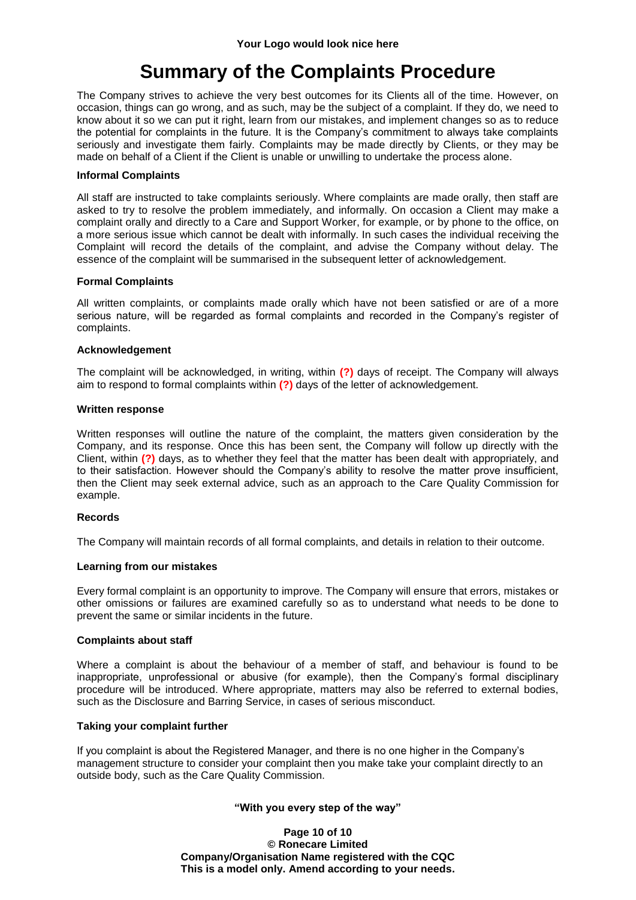Your Logo would look nice here

# Summary of the Complaints Procedure

The Company strives to achieve the very best outcomes for its Clients all of the time. However, on occasion, things can go wrong, and as such, may be the subject of a complaint. If they do, we need to know about it so we can put it right, learn from our mistakes, and implement changes so as to reduce the potential for complaints in the future. It is the Company's commitment to always take complaints seriously and investigate them fairly. Complaints may be made directly by Clients, or they may be made on behalf of a Client if the Client is unable or unwilling to undertake the process alone.

**Informal Complaints**

All staff are instructed to take complaints seriously. Where complaints are made orally, then staff are asked to try to resolve the problem immediately, and informally. On occasion a Client may make a complaint orally and directly to a Care and Support Worker, for example, or by phone to the office, on a more serious issue which cannot be dealt with informally. In such cases the individual receiving the Complaint will record the details of the complaint, and advise the Company without delay. The essence of the complaint will be summarised in the subsequent letter of acknowledgement.

**Formal Complaints**

All written complaints, or complaints made orally which have not been satisfied or are of a more serious nature, will be regarded as formal complaints and recorded in the Company's register of complaints.

**Acknowledgement**

The complaint will be acknowledged, in writing, within **(?)** days of receipt. The Company will always aim to respond to formal complaints within **(?)** days of the letter of acknowledgement.

**Written response**

Written responses will outline the nature of the complaint, the matters given consideration by the Company, and its response. Once this has been sent, the Company will follow up directly with the Client, within **(?)** days, as to whether they feel that the matter has been dealt with appropriately, and to their satisfaction. However should the Company's ability to resolve the matter prove insufficient, then the Client may seek external advice, such as an approach to the Care Quality Commission for example.

**Records**

The Company will maintain records of all formal complaints, and details in relation to their outcome.

**Learning from our mistakes**

Every formal complaint is an opportunity to improve. The Company will ensure that errors, mistakes or other omissions or failures are examined carefully so as to understand what needs to be done to prevent the same or similar incidents in the future.

**Complaints about staff**

Where a complaint is about the behaviour of a member of staff, and behaviour is found to be inappropriate, unprofessional or abusive (for example), then the Company's formal disciplinary procedure will be introduced. Where appropriate, matters may also be referred to external bodies, such as the Disclosure and Barring Service, in cases of serious misconduct.

**Taking your complaint further**

If you complaint is about the Registered Manager, and there is no one higher in the Company's management structure to consider your complaint then you make take your complaint directly to an outside body, such as the Care Quality Commission.

**"With you every step of the way"**

**© Ronecare Limited**
**Company/Organisation Name registered with the CQC**
**This is a model only. Amend according to your needs.**